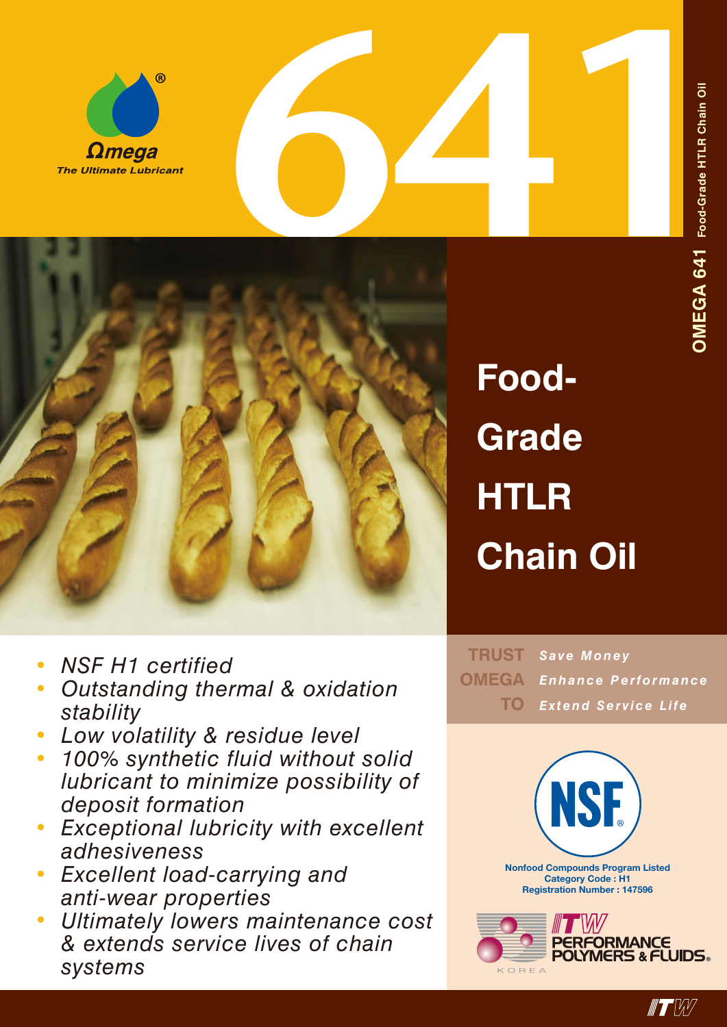Ωmega®
The Ultimate Lubricant

# 641

OMEGA 641 Food-Grade HTLR Chain Oil

# Food-Grade HTLR Chain Oil

- *NSF H1 certified*
- *Outstanding thermal & oxidation stability*
- *Low volatility & residue level*
- *100% synthetic fluid without solid lubricant to minimize possibility of deposit formation*
- *Exceptional lubricity with excellent adhesiveness*
- *Excellent load-carrying and anti-wear properties*
- *Ultimately lowers maintenance cost & extends service lives of chain systems*

**TRUST OMEGA TO**
*Save Money*
*Enhance Performance*
*Extend Service Life*

NSF®
Nonfood Compounds Program Listed
Category Code : H1
Registration Number : 147596

ITW PERFORMANCE POLYMERS & FLUIDS® KOREA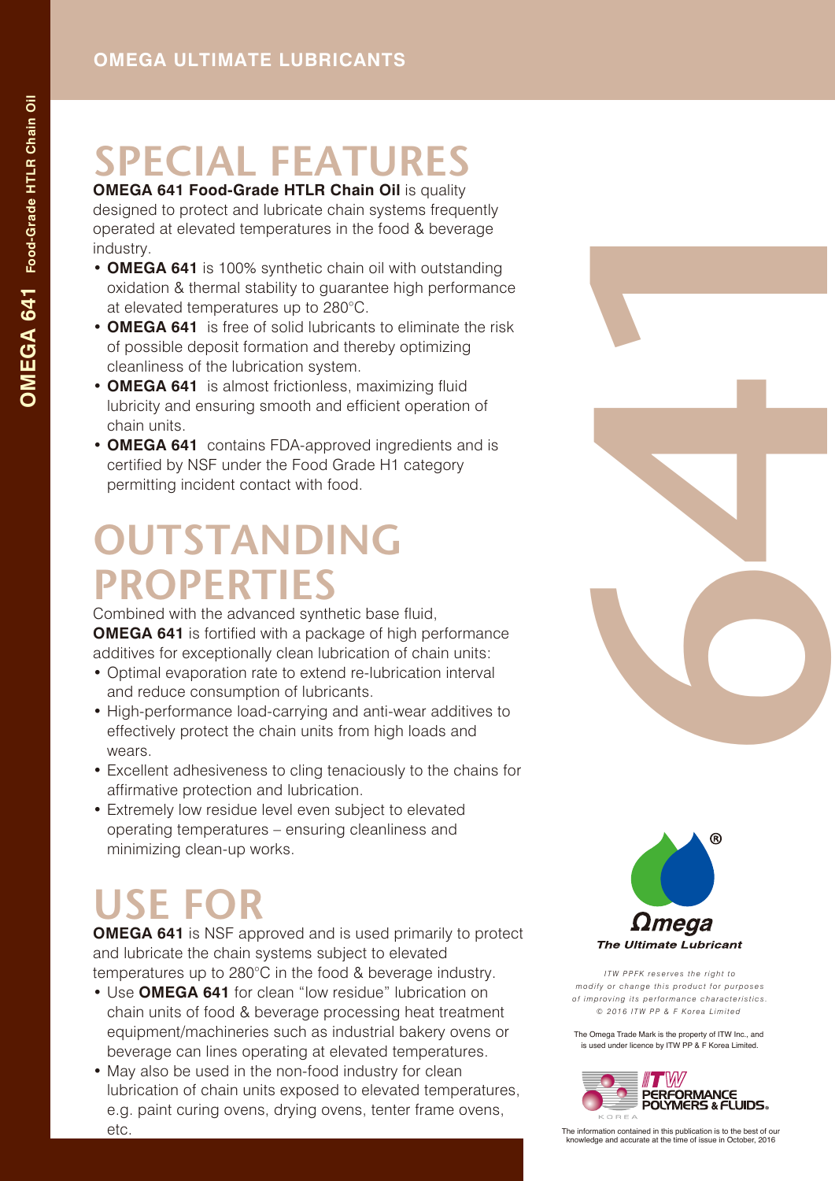# SPECIAL FEATURES

**OMEGA 641 Food-Grade HTLR Chain Oil** is quality designed to protect and lubricate chain systems frequently operated at elevated temperatures in the food & beverage industry.

- **OMEGA 641** is 100% synthetic chain oil with outstanding oxidation & thermal stability to guarantee high performance at elevated temperatures up to 280°C.
- **OMEGA 641** is free of solid lubricants to eliminate the risk of possible deposit formation and thereby optimizing cleanliness of the lubrication system.
- **OMEGA 641** is almost frictionless, maximizing fluid lubricity and ensuring smooth and efficient operation of chain units.
- **OMEGA 641** contains FDA-approved ingredients and is certified by NSF under the Food Grade H1 category permitting incident contact with food.

# OUTSTANDING PROPERTIES

Combined with the advanced synthetic base fluid, **OMEGA 641** is fortified with a package of high performance additives for exceptionally clean lubrication of chain units:

- Optimal evaporation rate to extend re-lubrication interval and reduce consumption of lubricants.
- High-performance load-carrying and anti-wear additives to effectively protect the chain units from high loads and wears.
- Excellent adhesiveness to cling tenaciously to the chains for affirmative protection and lubrication.
- Extremely low residue level even subject to elevated operating temperatures – ensuring cleanliness and minimizing clean-up works.

# USE FOR

**OMEGA 641** is NSF approved and is used primarily to protect and lubricate the chain systems subject to elevated temperatures up to 280°C in the food & beverage industry.

- Use **OMEGA 641** for clean "low residue" lubrication on chain units of food & beverage processing heat treatment equipment/machineries such as industrial bakery ovens or beverage can lines operating at elevated temperatures.
- May also be used in the non-food industry for clean lubrication of chain units exposed to elevated temperatures, e.g. paint curing ovens, drying ovens, tenter frame ovens, etc.

Ωmega
*The Ultimate Lubricant*

*ITW PPFK reserves the right to modify or change this product for purposes of improving its performance characteristics. © 2016 ITW PP & F Korea Limited*

The Omega Trade Mark is the property of ITW Inc., and is used under licence by ITW PP & F Korea Limited.

The information contained in this publication is to the best of our knowledge and accurate at the time of issue in October, 2016